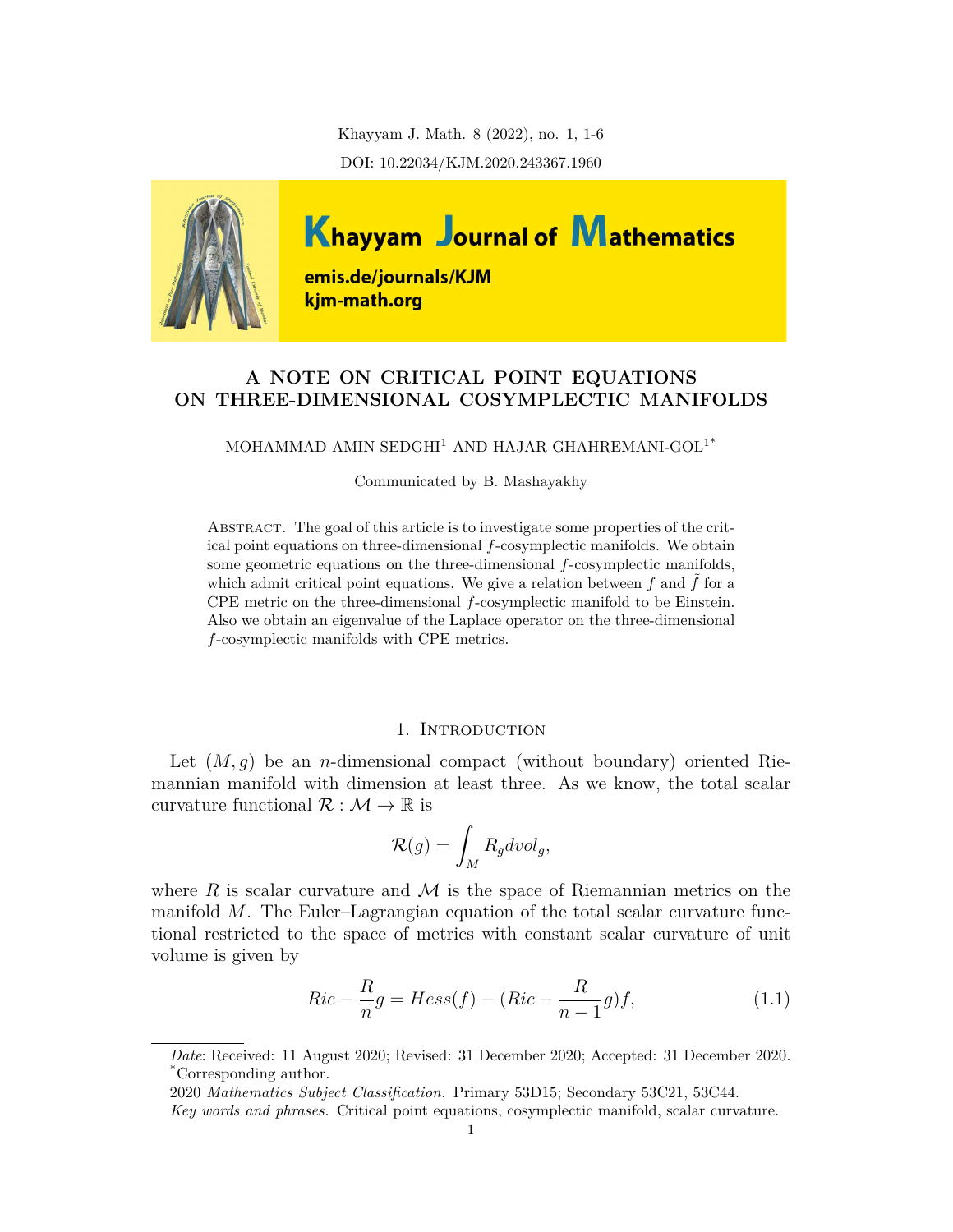# A NOTE ON CRITICAL POINT EQUATIONS ON THREE-DIMENSIONAL COSYMPLECTIC MANIFOLDS

MOHAMMAD AMIN SEDGHI[1] AND HAJAR GHAHREMANI-GOL[1*]

Communicated by B. Mashayakhy

Abstract. The goal of this article is to investigate some properties of the critical point equations on three-dimensional $f$-cosymplectic manifolds. We obtain some geometric equations on the three-dimensional $f$-cosymplectic manifolds, which admit critical point equations. We give a relation between $f$ and $\tilde{f}$ for a CPE metric on the three-dimensional $f$-cosymplectic manifold to be Einstein. Also we obtain an eigenvalue of the Laplace operator on the three-dimensional $f$-cosymplectic manifolds with CPE metrics.

## 1. Introduction

Let $(M, g)$ be an $n$-dimensional compact (without boundary) oriented Riemannian manifold with dimension at least three. As we know, the total scalar curvature functional $\mathcal{R} : \mathcal{M} \to \mathbb{R}$ is

$$\mathcal{R}(g) = \int_M R_g dvol_g,$$

where $R$ is scalar curvature and $\mathcal{M}$ is the space of Riemannian metrics on the manifold $M$. The Euler–Lagrangian equation of the total scalar curvature functional restricted to the space of metrics with constant scalar curvature of unit volume is given by

$$Ric - \frac{R}{n}g = Hess(f) - (Ric - \frac{R}{n-1}g)f, \tag{1.1}$$

*Date*: Received: 11 August 2020; Revised: 31 December 2020; Accepted: 31 December 2020.
[*]Corresponding author.

2020 *Mathematics Subject Classification.* Primary 53D15; Secondary 53C21, 53C44.

*Key words and phrases.* Critical point equations, cosymplectic manifold, scalar curvature.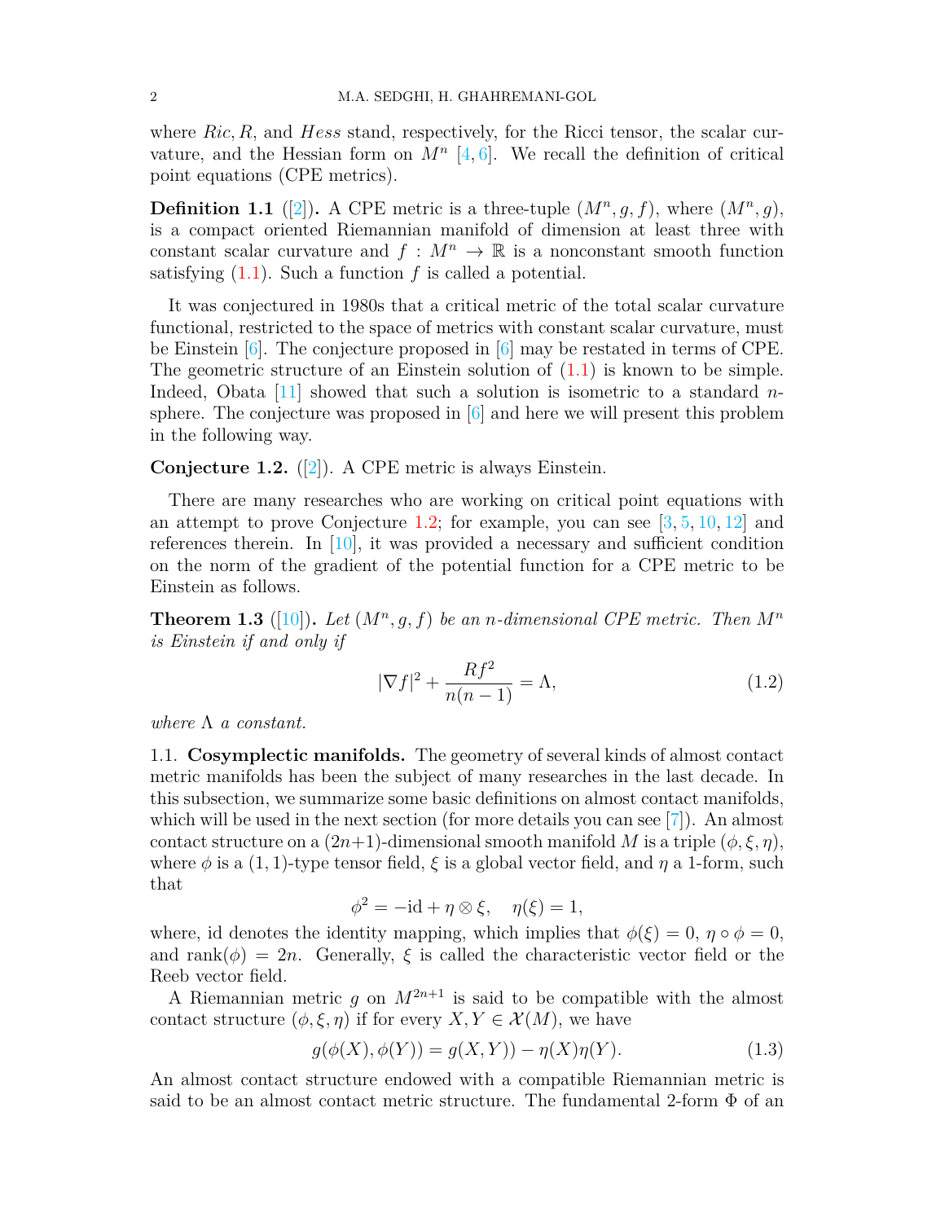where $Ric, R$, and $Hess$ stand, respectively, for the Ricci tensor, the scalar curvature, and the Hessian form on $M^n$ [4, 6]. We recall the definition of critical point equations (CPE metrics).

**Definition 1.1** ([2])**.** A CPE metric is a three-tuple $(M^n, g, f)$, where $(M^n, g)$, is a compact oriented Riemannian manifold of dimension at least three with constant scalar curvature and $f : M^n \to \mathbb{R}$ is a nonconstant smooth function satisfying (1.1). Such a function $f$ is called a potential.

It was conjectured in 1980s that a critical metric of the total scalar curvature functional, restricted to the space of metrics with constant scalar curvature, must be Einstein [6]. The conjecture proposed in [6] may be restated in terms of CPE. The geometric structure of an Einstein solution of (1.1) is known to be simple. Indeed, Obata [11] showed that such a solution is isometric to a standard $n$-sphere. The conjecture was proposed in [6] and here we will present this problem in the following way.

**Conjecture 1.2.** ([2]). A CPE metric is always Einstein.

There are many researches who are working on critical point equations with an attempt to prove Conjecture 1.2; for example, you can see [3, 5, 10, 12] and references therein. In [10], it was provided a necessary and sufficient condition on the norm of the gradient of the potential function for a CPE metric to be Einstein as follows.

**Theorem 1.3** ([10])**.** *Let $(M^n, g, f)$ be an $n$-dimensional CPE metric. Then $M^n$ is Einstein if and only if*

$$|\nabla f|^2 + \frac{Rf^2}{n(n-1)} = \Lambda, \tag{1.2}$$

*where $\Lambda$ a constant.*

### 1.1. Cosymplectic manifolds.

The geometry of several kinds of almost contact metric manifolds has been the subject of many researches in the last decade. In this subsection, we summarize some basic definitions on almost contact manifolds, which will be used in the next section (for more details you can see [7]). An almost contact structure on a $(2n+1)$-dimensional smooth manifold $M$ is a triple $(\phi, \xi, \eta)$, where $\phi$ is a $(1,1)$-type tensor field, $\xi$ is a global vector field, and $\eta$ a 1-form, such that

$$\phi^2 = -\mathrm{id} + \eta \otimes \xi, \quad \eta(\xi) = 1,$$

where, id denotes the identity mapping, which implies that $\phi(\xi) = 0$, $\eta \circ \phi = 0$, and $\mathrm{rank}(\phi) = 2n$. Generally, $\xi$ is called the characteristic vector field or the Reeb vector field.

A Riemannian metric $g$ on $M^{2n+1}$ is said to be compatible with the almost contact structure $(\phi, \xi, \eta)$ if for every $X, Y \in \mathcal{X}(M)$, we have

$$g(\phi(X), \phi(Y)) = g(X, Y)) - \eta(X)\eta(Y). \tag{1.3}$$

An almost contact structure endowed with a compatible Riemannian metric is said to be an almost contact metric structure. The fundamental 2-form $\Phi$ of an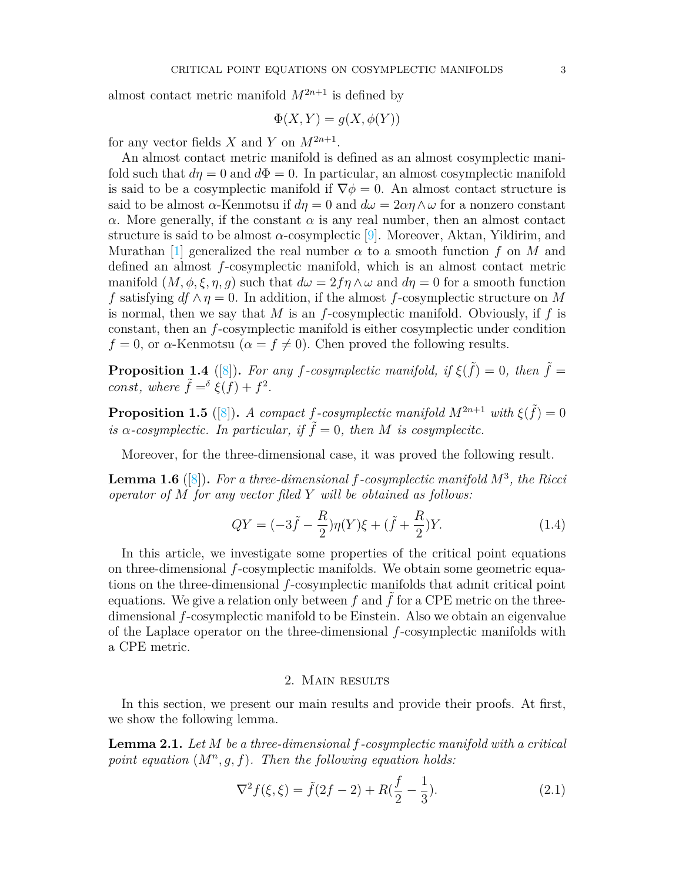almost contact metric manifold $M^{2n+1}$ is defined by

$$\Phi(X,Y) = g(X, \phi(Y))$$

for any vector fields $X$ and $Y$ on $M^{2n+1}$.

An almost contact metric manifold is defined as an almost cosymplectic manifold such that $d\eta = 0$ and $d\Phi = 0$. In particular, an almost cosymplectic manifold is said to be a cosymplectic manifold if $\nabla\phi = 0$. An almost contact structure is said to be almost $\alpha$-Kenmotsu if $d\eta = 0$ and $d\omega = 2\alpha\eta\wedge\omega$ for a nonzero constant $\alpha$. More generally, if the constant $\alpha$ is any real number, then an almost contact structure is said to be almost $\alpha$-cosymplectic [9]. Moreover, Aktan, Yildirim, and Murathan [1] generalized the real number $\alpha$ to a smooth function $f$ on $M$ and defined an almost $f$-cosymplectic manifold, which is an almost contact metric manifold $(M, \phi, \xi, \eta, g)$ such that $d\omega = 2f\eta\wedge\omega$ and $d\eta = 0$ for a smooth function $f$ satisfying $df \wedge \eta = 0$. In addition, if the almost $f$-cosymplectic structure on $M$ is normal, then we say that $M$ is an $f$-cosymplectic manifold. Obviously, if $f$ is constant, then an $f$-cosymplectic manifold is either cosymplectic under condition $f = 0$, or $\alpha$-Kenmotsu ($\alpha = f \neq 0$). Chen proved the following results.

**Proposition 1.4** ([8])**.** *For any $f$-cosymplectic manifold, if $\xi(\tilde{f}) = 0$, then $\tilde{f} = const$, where $\tilde{f} =^{\delta} \xi(f) + f^2$.*

**Proposition 1.5** ([8])**.** *A compact $f$-cosymplectic manifold $M^{2n+1}$ with $\xi(\tilde{f}) = 0$ is $\alpha$-cosymplectic. In particular, if $\tilde{f} = 0$, then $M$ is cosymplecitc.*

Moreover, for the three-dimensional case, it was proved the following result.

**Lemma 1.6** ([8])**.** *For a three-dimensional $f$-cosymplectic manifold $M^3$, the Ricci operator of $M$ for any vector filed $Y$ will be obtained as follows:*

$$QY = (-3\tilde{f} - \frac{R}{2})\eta(Y)\xi + (\tilde{f} + \frac{R}{2})Y. \tag{1.4}$$

In this article, we investigate some properties of the critical point equations on three-dimensional $f$-cosymplectic manifolds. We obtain some geometric equations on the three-dimensional $f$-cosymplectic manifolds that admit critical point equations. We give a relation only between $f$ and $\tilde{f}$ for a CPE metric on the three-dimensional $f$-cosymplectic manifold to be Einstein. Also we obtain an eigenvalue of the Laplace operator on the three-dimensional $f$-cosymplectic manifolds with a CPE metric.

## 2. Main results

In this section, we present our main results and provide their proofs. At first, we show the following lemma.

**Lemma 2.1.** *Let $M$ be a three-dimensional $f$-cosymplectic manifold with a critical point equation $(M^n, g, f)$. Then the following equation holds:*

$$\nabla^2 f(\xi,\xi) = \tilde{f}(2f - 2) + R(\frac{f}{2} - \frac{1}{3}). \tag{2.1}$$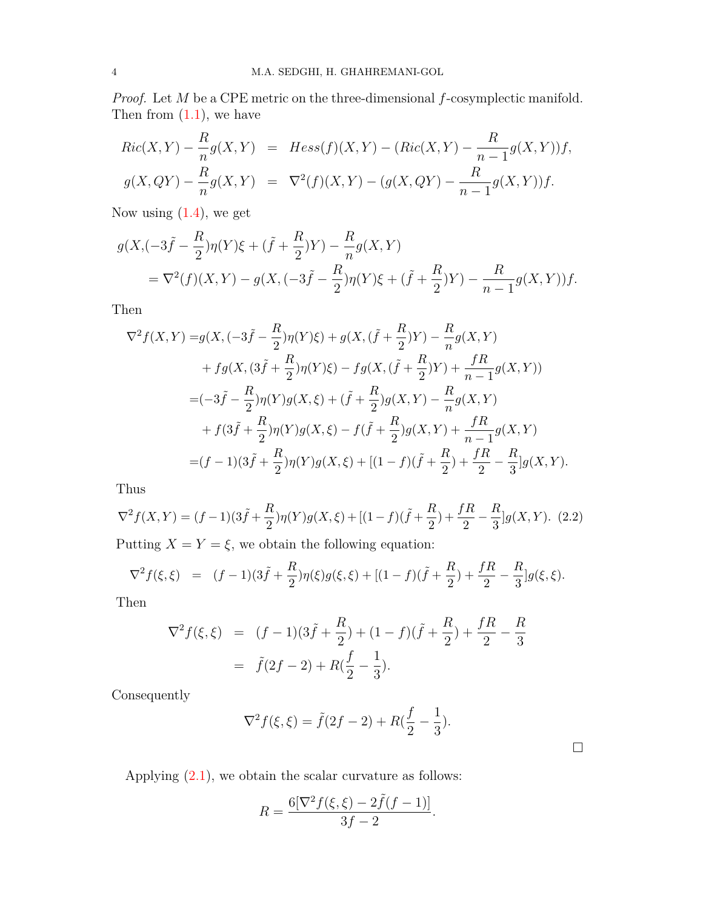*Proof.* Let $M$ be a CPE metric on the three-dimensional $f$-cosymplectic manifold. Then from (1.1), we have

$$
\begin{aligned}
Ric(X,Y) - \frac{R}{n}g(X,Y) &= Hess(f)(X,Y) - (Ric(X,Y) - \frac{R}{n-1}g(X,Y))f, \\
g(X,QY) - \frac{R}{n}g(X,Y) &= \nabla^2(f)(X,Y) - (g(X,QY) - \frac{R}{n-1}g(X,Y))f.
\end{aligned}
$$

Now using (1.4), we get

$$
\begin{aligned}
&g(X,(-3\tilde{f} - \frac{R}{2})\eta(Y)\xi + (\tilde{f} + \frac{R}{2})Y) - \frac{R}{n}g(X,Y) \\
&\quad = \nabla^2(f)(X,Y) - g(X,(-3\tilde{f} - \frac{R}{2})\eta(Y)\xi + (\tilde{f} + \frac{R}{2})Y) - \frac{R}{n-1}g(X,Y))f.
\end{aligned}
$$

Then

$$
\begin{aligned}
\nabla^2 f(X,Y) =& g(X,(-3\tilde{f} - \frac{R}{2})\eta(Y)\xi) + g(X,(\tilde{f} + \frac{R}{2})Y) - \frac{R}{n}g(X,Y) \\
&+ fg(X,(3\tilde{f} + \frac{R}{2})\eta(Y)\xi) - fg(X,(\tilde{f} + \frac{R}{2})Y) + \frac{fR}{n-1}g(X,Y)) \\
=& (-3\tilde{f} - \frac{R}{2})\eta(Y)g(X,\xi) + (\tilde{f} + \frac{R}{2})g(X,Y) - \frac{R}{n}g(X,Y) \\
&+ f(3\tilde{f} + \frac{R}{2})\eta(Y)g(X,\xi) - f(\tilde{f} + \frac{R}{2})g(X,Y) + \frac{fR}{n-1}g(X,Y) \\
=& (f-1)(3\tilde{f} + \frac{R}{2})\eta(Y)g(X,\xi) + [(1-f)(\tilde{f} + \frac{R}{2}) + \frac{fR}{2} - \frac{R}{3}]g(X,Y).
\end{aligned}
$$

Thus

$$
\nabla^2 f(X,Y) = (f-1)(3\tilde{f} + \frac{R}{2})\eta(Y)g(X,\xi) + [(1-f)(\tilde{f} + \frac{R}{2}) + \frac{fR}{2} - \frac{R}{3}]g(X,Y). \quad (2.2)
$$

Putting $X = Y = \xi$, we obtain the following equation:

$$
\nabla^2 f(\xi,\xi) = (f-1)(3\tilde{f} + \frac{R}{2})\eta(\xi)g(\xi,\xi) + [(1-f)(\tilde{f} + \frac{R}{2}) + \frac{fR}{2} - \frac{R}{3}]g(\xi,\xi).
$$

Then

$$
\begin{aligned}
\nabla^2 f(\xi,\xi) &= (f-1)(3\tilde{f} + \frac{R}{2}) + (1-f)(\tilde{f} + \frac{R}{2}) + \frac{fR}{2} - \frac{R}{3} \\
&= \tilde{f}(2f-2) + R(\frac{f}{2} - \frac{1}{3}).
\end{aligned}
$$

Consequently

$$
\nabla^2 f(\xi,\xi) = \tilde{f}(2f-2) + R(\frac{f}{2} - \frac{1}{3}).
$$

□

Applying (2.1), we obtain the scalar curvature as follows:

$$
R = \frac{6[\nabla^2 f(\xi,\xi) - 2\tilde{f}(f-1)]}{3f-2}.
$$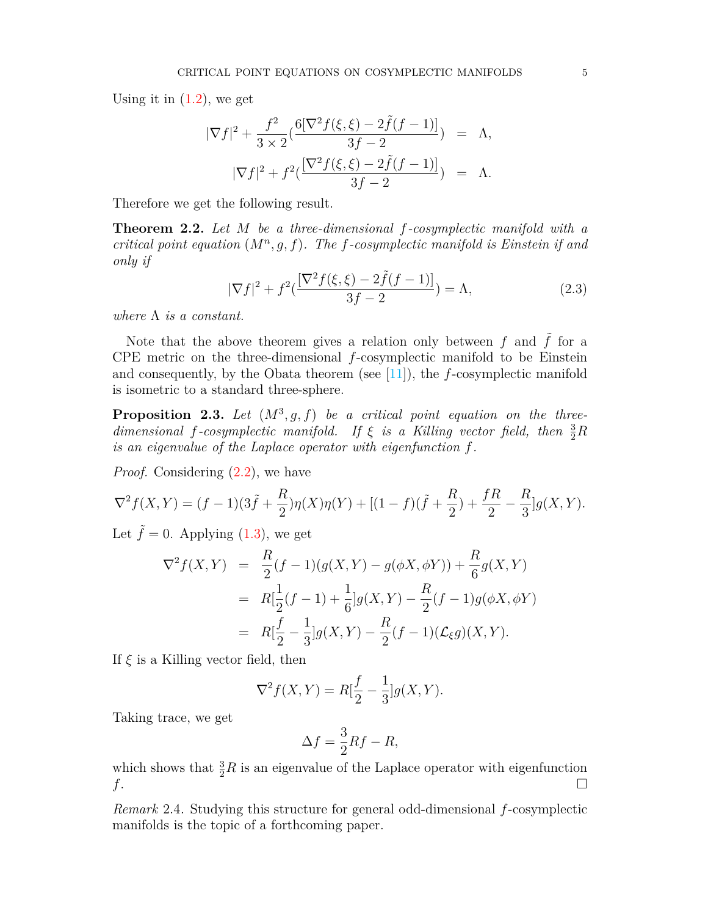Using it in (1.2), we get

$$
\begin{aligned}
|\nabla f|^2 + \frac{f^2}{3\times 2}\Big(\frac{6[\nabla^2 f(\xi,\xi) - 2\tilde{f}(f-1)]}{3f-2}\Big) &= \Lambda, \\
|\nabla f|^2 + f^2\Big(\frac{[\nabla^2 f(\xi,\xi) - 2\tilde{f}(f-1)]}{3f-2}\Big) &= \Lambda.
\end{aligned}
$$

Therefore we get the following result.

**Theorem 2.2.** *Let $M$ be a three-dimensional $f$-cosymplectic manifold with a critical point equation $(M^n, g, f)$. The $f$-cosymplectic manifold is Einstein if and only if*

$$
|\nabla f|^2 + f^2\Big(\frac{[\nabla^2 f(\xi,\xi) - 2\tilde{f}(f-1)]}{3f-2}\Big) = \Lambda, \tag{2.3}
$$

*where $\Lambda$ is a constant.*

Note that the above theorem gives a relation only between $f$ and $\tilde{f}$ for a CPE metric on the three-dimensional $f$-cosymplectic manifold to be Einstein and consequently, by the Obata theorem (see [11]), the $f$-cosymplectic manifold is isometric to a standard three-sphere.

**Proposition 2.3.** *Let $(M^3, g, f)$ be a critical point equation on the three-dimensional $f$-cosymplectic manifold. If $\xi$ is a Killing vector field, then $\frac{3}{2}R$ is an eigenvalue of the Laplace operator with eigenfunction $f$.*

*Proof.* Considering (2.2), we have

$$
\nabla^2 f(X,Y) = (f-1)(3\tilde{f} + \frac{R}{2})\eta(X)\eta(Y) + [(1-f)(\tilde{f} + \frac{R}{2}) + \frac{fR}{2} - \frac{R}{3}]g(X,Y).
$$

Let $\tilde{f} = 0$. Applying (1.3), we get

$$
\begin{aligned}
\nabla^2 f(X,Y) &= \frac{R}{2}(f-1)(g(X,Y) - g(\phi X, \phi Y)) + \frac{R}{6}g(X,Y) \\
&= R[\frac{1}{2}(f-1) + \frac{1}{6}]g(X,Y) - \frac{R}{2}(f-1)g(\phi X, \phi Y) \\
&= R[\frac{f}{2} - \frac{1}{3}]g(X,Y) - \frac{R}{2}(f-1)(\mathcal{L}_\xi g)(X,Y).
\end{aligned}
$$

If $\xi$ is a Killing vector field, then

$$
\nabla^2 f(X,Y) = R[\frac{f}{2} - \frac{1}{3}]g(X,Y).
$$

Taking trace, we get

$$
\Delta f = \frac{3}{2}Rf - R,
$$

which shows that $\frac{3}{2}R$ is an eigenvalue of the Laplace operator with eigenfunction $f$. $\square$

*Remark* 2.4. Studying this structure for general odd-dimensional $f$-cosymplectic manifolds is the topic of a forthcoming paper.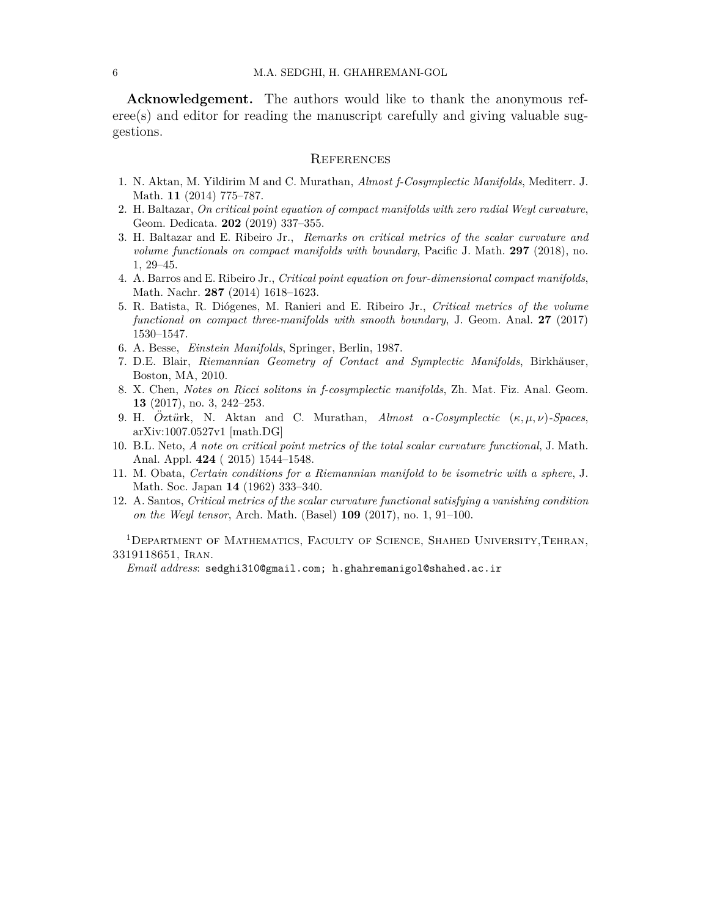**Acknowledgement.** The authors would like to thank the anonymous referee(s) and editor for reading the manuscript carefully and giving valuable suggestions.

## References

1. N. Aktan, M. Yildirim M and C. Murathan, *Almost f-Cosymplectic Manifolds*, Mediterr. J. Math. **11** (2014) 775–787.
2. H. Baltazar, *On critical point equation of compact manifolds with zero radial Weyl curvature*, Geom. Dedicata. **202** (2019) 337–355.
3. H. Baltazar and E. Ribeiro Jr., *Remarks on critical metrics of the scalar curvature and volume functionals on compact manifolds with boundary*, Pacific J. Math. **297** (2018), no. 1, 29–45.
4. A. Barros and E. Ribeiro Jr., *Critical point equation on four-dimensional compact manifolds*, Math. Nachr. **287** (2014) 1618–1623.
5. R. Batista, R. Diógenes, M. Ranieri and E. Ribeiro Jr., *Critical metrics of the volume functional on compact three-manifolds with smooth boundary*, J. Geom. Anal. **27** (2017) 1530–1547.
6. A. Besse, *Einstein Manifolds*, Springer, Berlin, 1987.
7. D.E. Blair, *Riemannian Geometry of Contact and Symplectic Manifolds*, Birkhäuser, Boston, MA, 2010.
8. X. Chen, *Notes on Ricci solitons in f-cosymplectic manifolds*, Zh. Mat. Fiz. Anal. Geom. **13** (2017), no. 3, 242–253.
9. H. Öztürk, N. Aktan and C. Murathan, *Almost $\alpha$-Cosymplectic $(\kappa, \mu, \nu)$-Spaces*, arXiv:1007.0527v1 [math.DG]
10. B.L. Neto, *A note on critical point metrics of the total scalar curvature functional*, J. Math. Anal. Appl. **424** ( 2015) 1544–1548.
11. M. Obata, *Certain conditions for a Riemannian manifold to be isometric with a sphere*, J. Math. Soc. Japan **14** (1962) 333–340.
12. A. Santos, *Critical metrics of the scalar curvature functional satisfying a vanishing condition on the Weyl tensor*, Arch. Math. (Basel) **109** (2017), no. 1, 91–100.

[1]Department of Mathematics, Faculty of Science, Shahed University, Tehran, 3319118651, Iran.

*Email address*: sedghi310@gmail.com; h.ghahremanigol@shahed.ac.ir